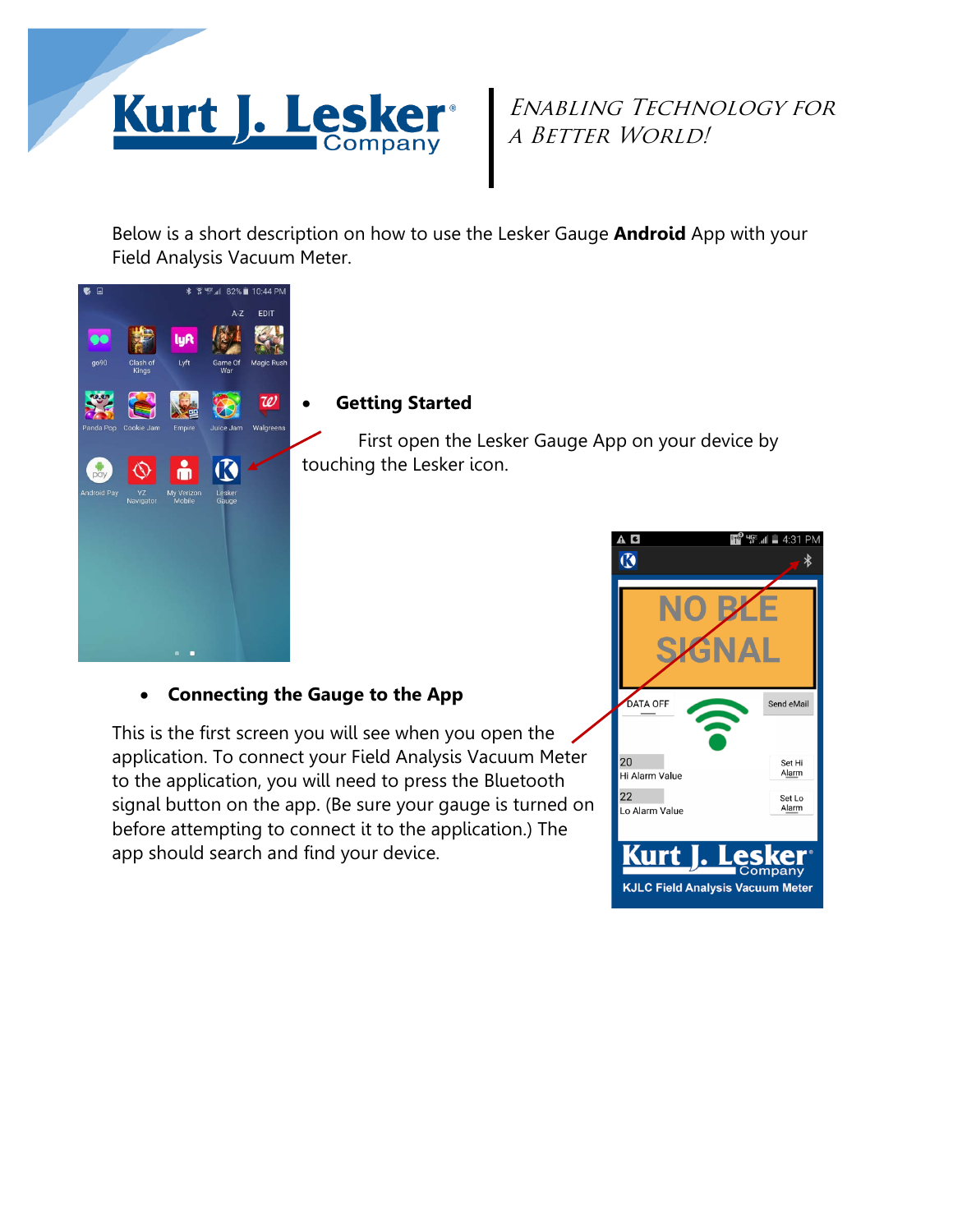**Kurt J. Lesker Company**

*Enabling Technology for a Better World!*

Below is a short description on how to use the Lesker Gauge **Android** App with your Field Analysis Vacuum Meter.

- **Getting Started**

  First open the Lesker Gauge App on your device by touching the Lesker icon.

- **Connecting the Gauge to the App**

This is the first screen you will see when you open the application. To connect your Field Analysis Vacuum Meter to the application, you will need to press the Bluetooth signal button on the app. (Be sure your gauge is turned on before attempting to connect it to the application.) The app should search and find your device.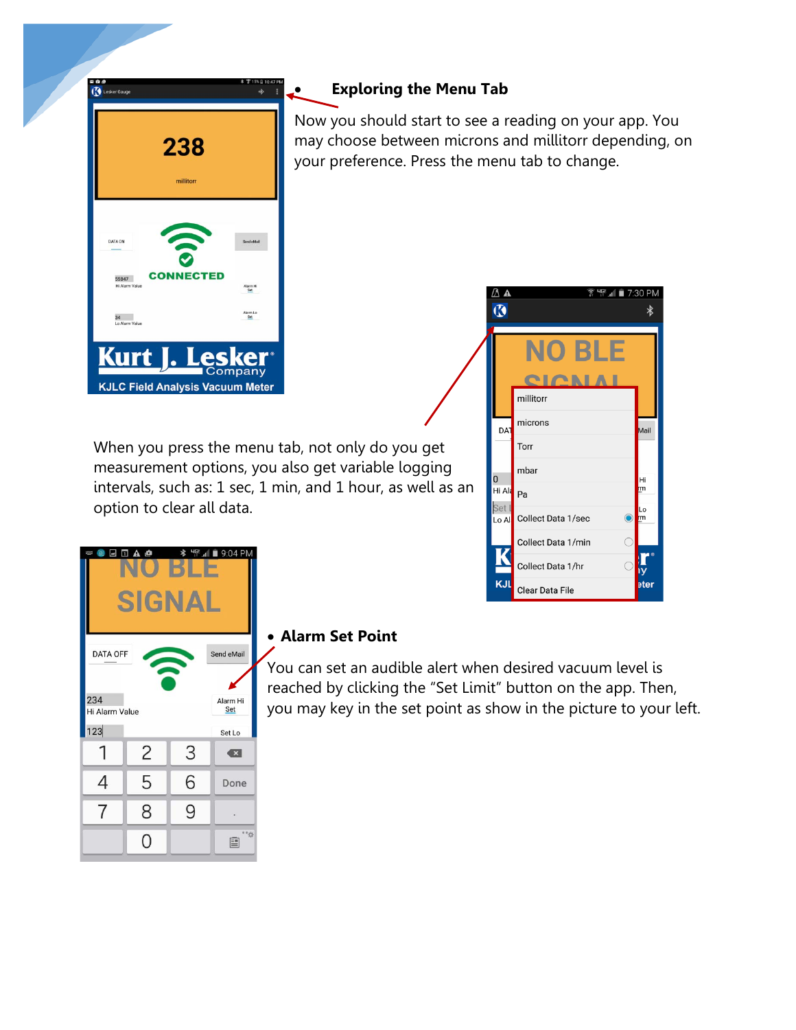- **Exploring the Menu Tab**

Now you should start to see a reading on your app. You may choose between microns and millitorr depending, on your preference. Press the menu tab to change.

When you press the menu tab, not only do you get measurement options, you also get variable logging intervals, such as: 1 sec, 1 min, and 1 hour, as well as an option to clear all data.

- **Alarm Set Point**

You can set an audible alert when desired vacuum level is reached by clicking the "Set Limit" button on the app. Then, you may key in the set point as show in the picture to your left.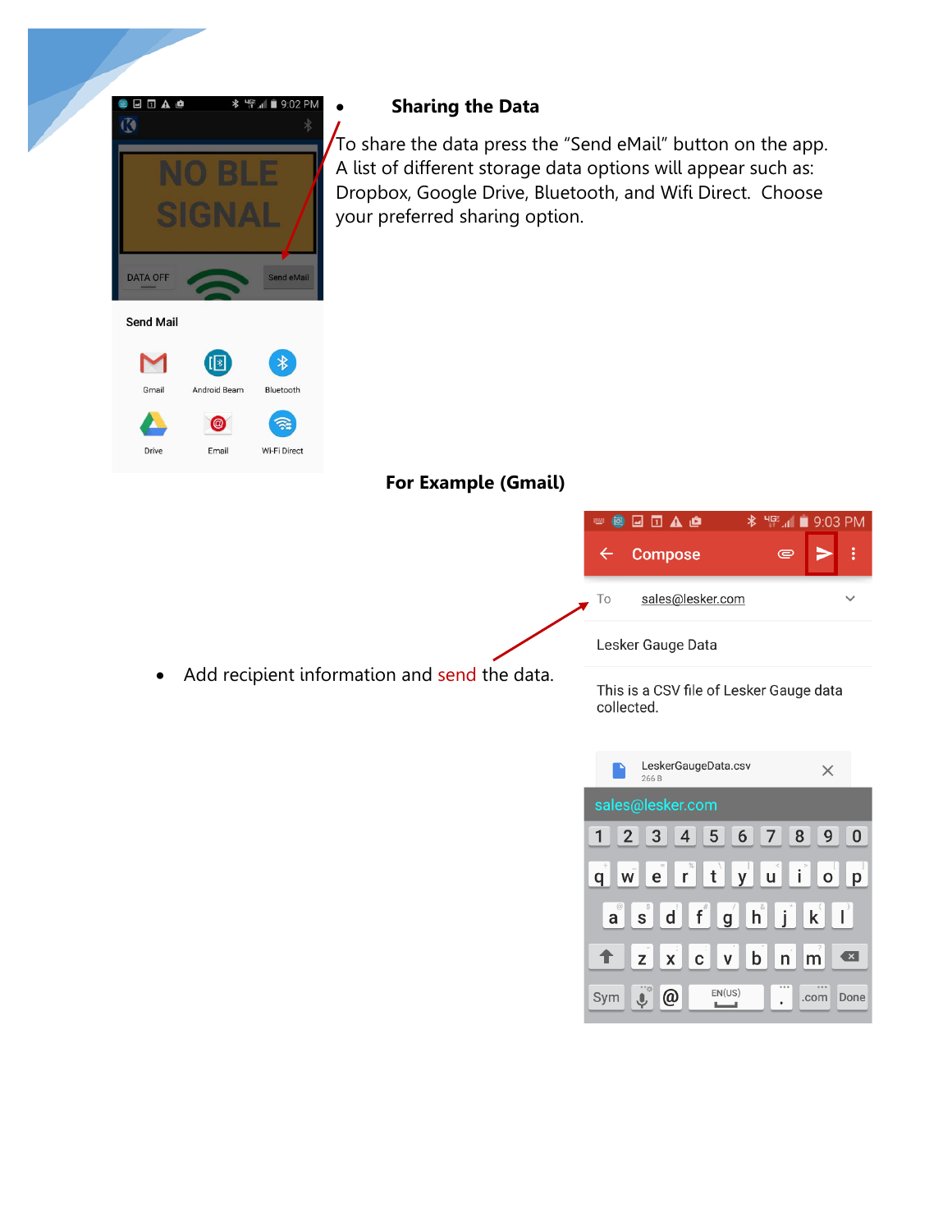- **Sharing the Data**

To share the data press the "Send eMail" button on the app. A list of different storage data options will appear such as: Dropbox, Google Drive, Bluetooth, and Wifi Direct. Choose your preferred sharing option.

**For Example (Gmail)**

- Add recipient information and send the data.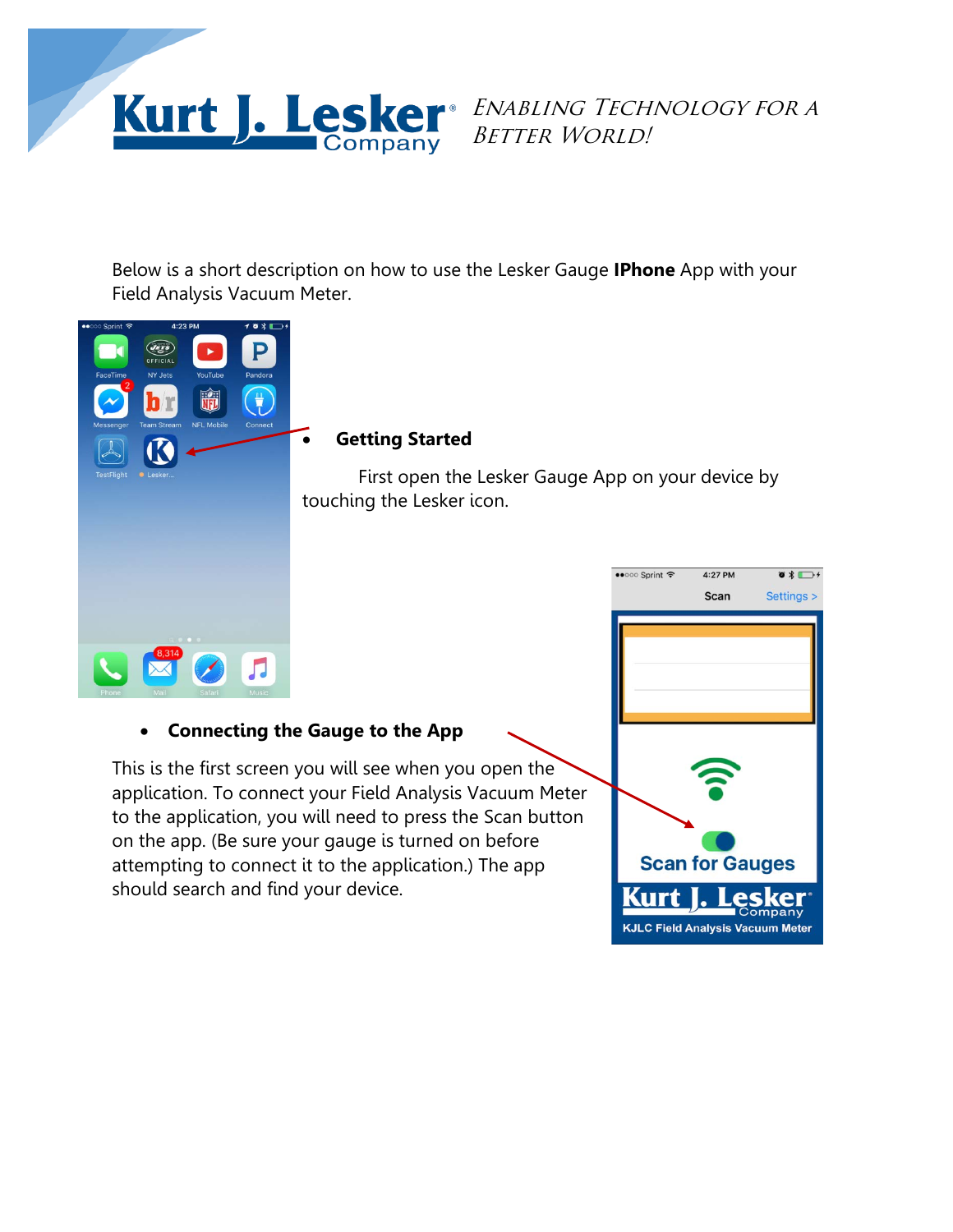Below is a short description on how to use the Lesker Gauge **IPhone** App with your Field Analysis Vacuum Meter.

- **Getting Started**

  First open the Lesker Gauge App on your device by touching the Lesker icon.

- **Connecting the Gauge to the App**

This is the first screen you will see when you open the application. To connect your Field Analysis Vacuum Meter to the application, you will need to press the Scan button on the app. (Be sure your gauge is turned on before attempting to connect it to the application.) The app should search and find your device.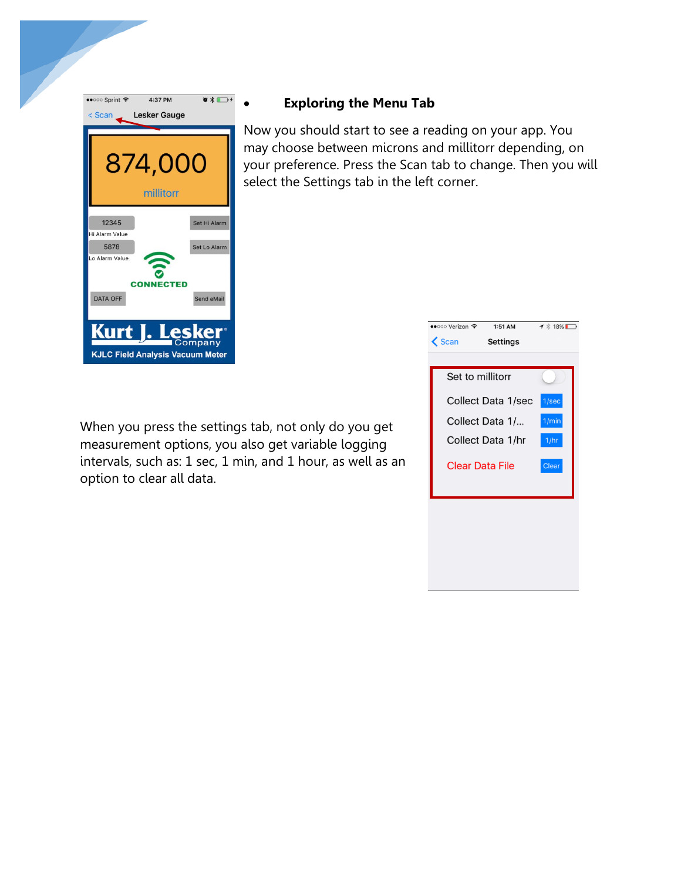- **Exploring the Menu Tab**

Now you should start to see a reading on your app. You may choose between microns and millitorr depending, on your preference. Press the Scan tab to change. Then you will select the Settings tab in the left corner.

When you press the settings tab, not only do you get measurement options, you also get variable logging intervals, such as: 1 sec, 1 min, and 1 hour, as well as an option to clear all data.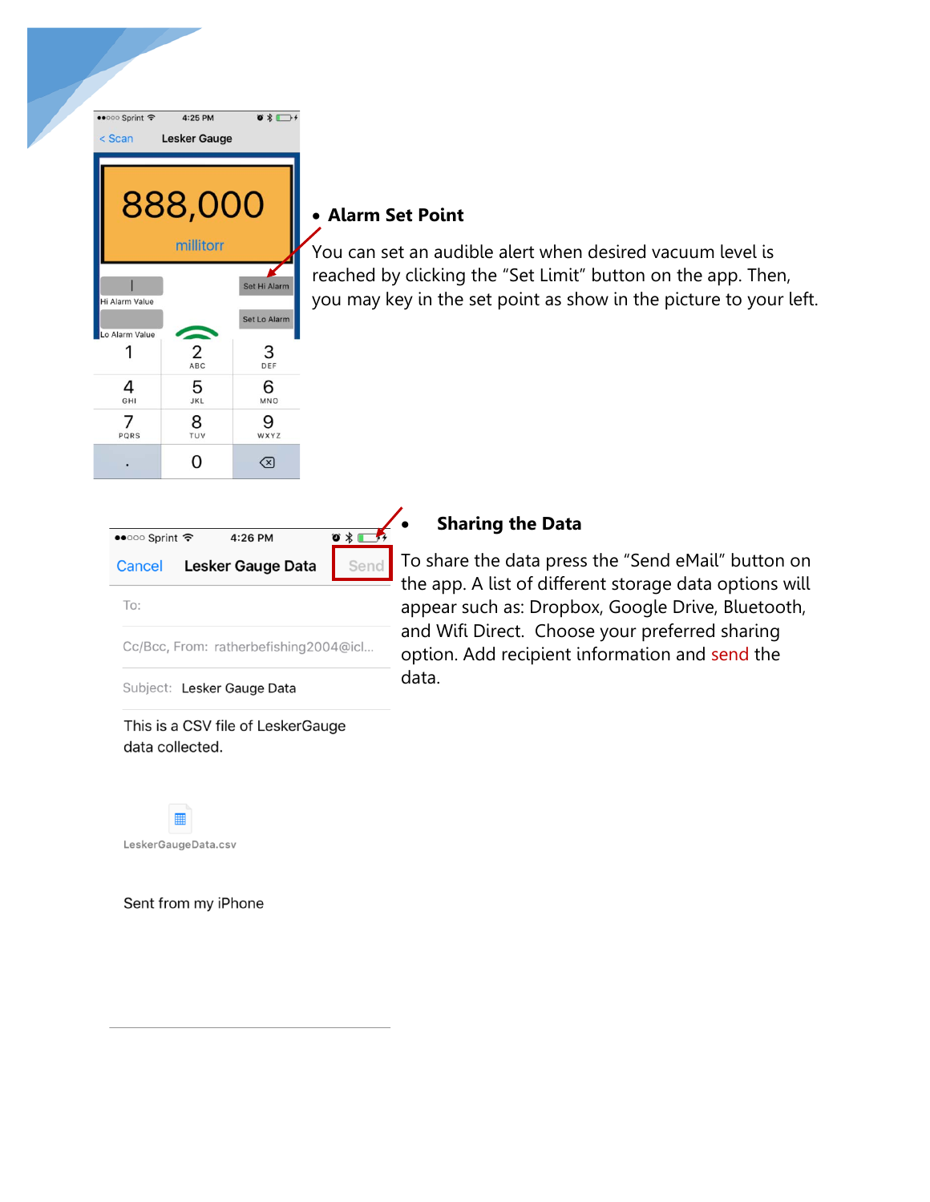- **Alarm Set Point**

You can set an audible alert when desired vacuum level is reached by clicking the “Set Limit” button on the app. Then, you may key in the set point as show in the picture to your left.

- **Sharing the Data**

To share the data press the “Send eMail” button on the app. A list of different storage data options will appear such as: Dropbox, Google Drive, Bluetooth, and Wifi Direct. Choose your preferred sharing option. Add recipient information and send the data.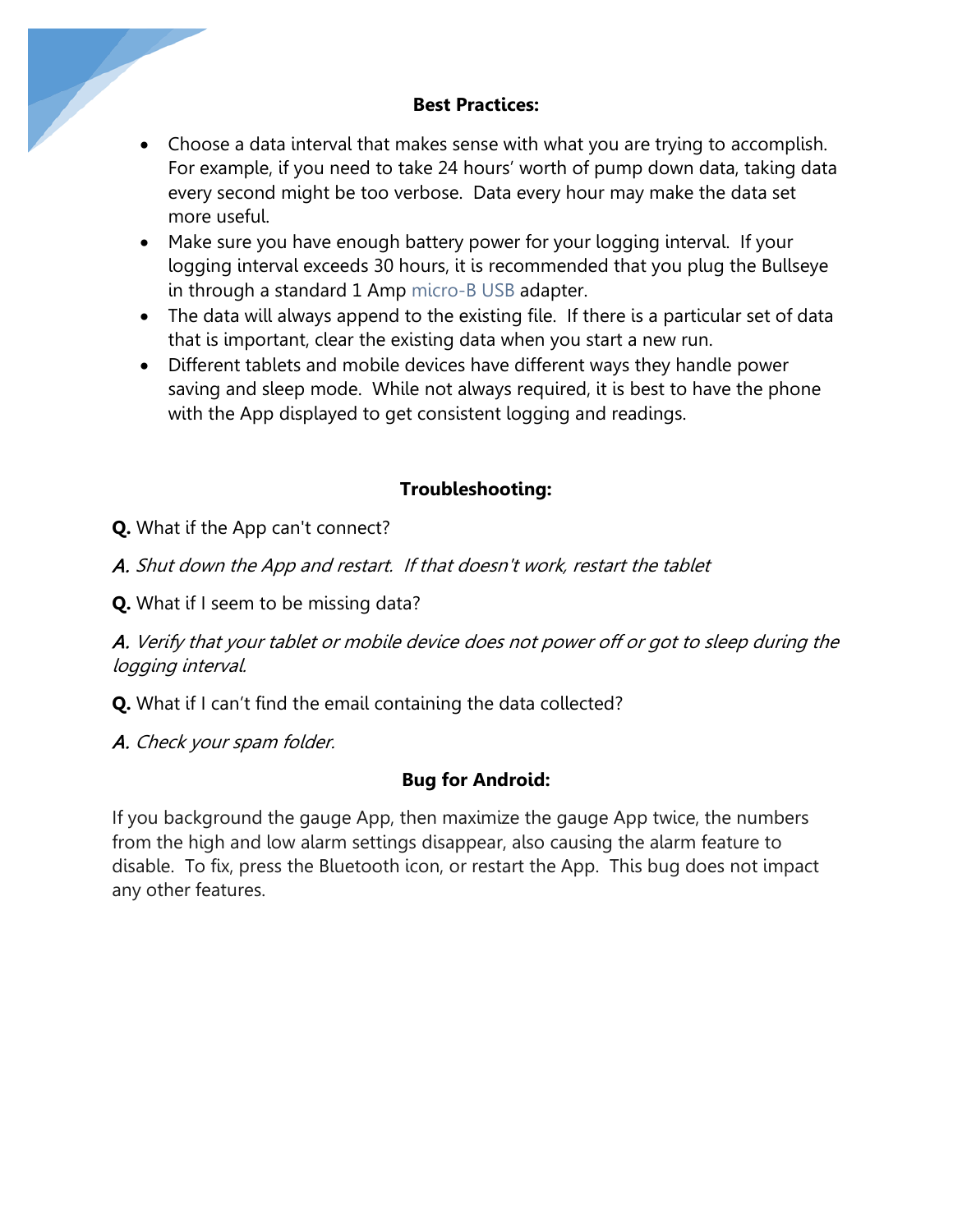## Best Practices:

- Choose a data interval that makes sense with what you are trying to accomplish. For example, if you need to take 24 hours' worth of pump down data, taking data every second might be too verbose. Data every hour may make the data set more useful.
- Make sure you have enough battery power for your logging interval. If your logging interval exceeds 30 hours, it is recommended that you plug the Bullseye in through a standard 1 Amp micro-B USB adapter.
- The data will always append to the existing file. If there is a particular set of data that is important, clear the existing data when you start a new run.
- Different tablets and mobile devices have different ways they handle power saving and sleep mode. While not always required, it is best to have the phone with the App displayed to get consistent logging and readings.

## Troubleshooting:

**Q.** What if the App can't connect?

***A.*** *Shut down the App and restart. If that doesn't work, restart the tablet*

**Q.** What if I seem to be missing data?

***A.*** *Verify that your tablet or mobile device does not power off or got to sleep during the logging interval.*

**Q.** What if I can't find the email containing the data collected?

***A.*** *Check your spam folder.*

## Bug for Android:

If you background the gauge App, then maximize the gauge App twice, the numbers from the high and low alarm settings disappear, also causing the alarm feature to disable. To fix, press the Bluetooth icon, or restart the App. This bug does not impact any other features.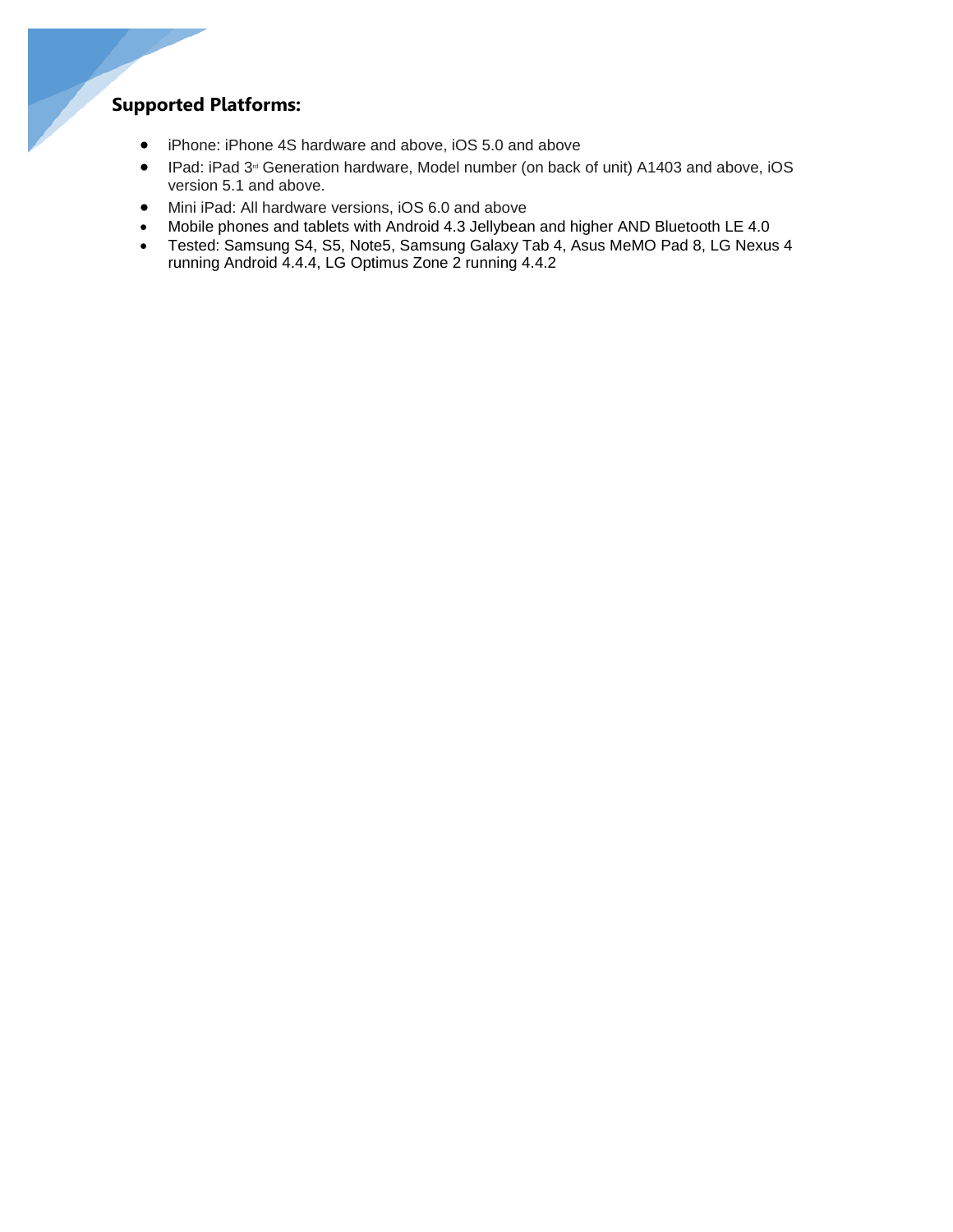## Supported Platforms:

- iPhone: iPhone 4S hardware and above, iOS 5.0 and above
- IPad: iPad 3rd Generation hardware, Model number (on back of unit) A1403 and above, iOS version 5.1 and above.
- Mini iPad: All hardware versions, iOS 6.0 and above
- Mobile phones and tablets with Android 4.3 Jellybean and higher AND Bluetooth LE 4.0
- Tested: Samsung S4, S5, Note5, Samsung Galaxy Tab 4, Asus MeMO Pad 8, LG Nexus 4 running Android 4.4.4, LG Optimus Zone 2 running 4.4.2